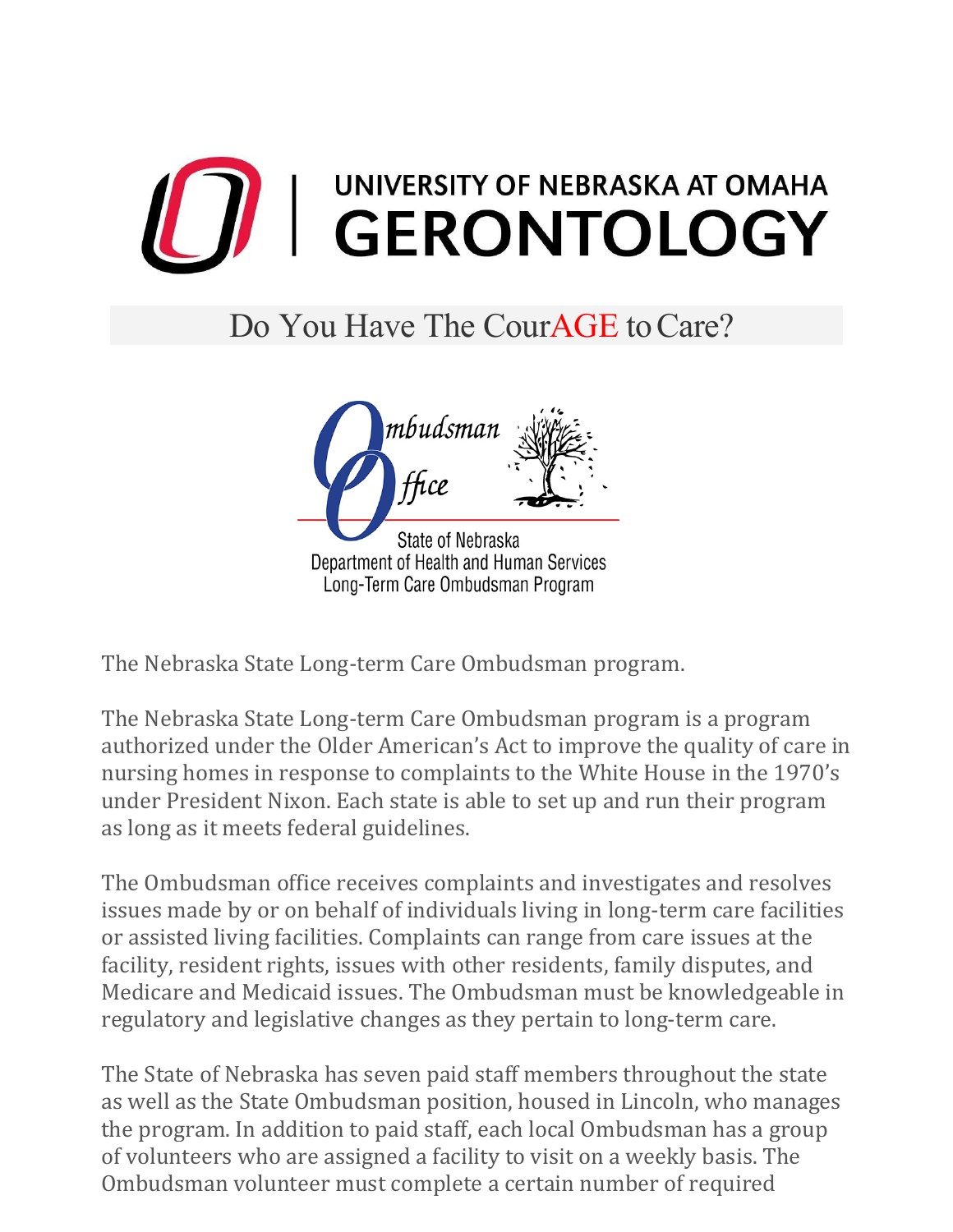# UNIVERSITY OF NEBRASKA AT OMAHA GERONTOLOGY

## Do You Have The CourAGE to Care?

Ombudsman Office

State of Nebraska
Department of Health and Human Services
Long-Term Care Ombudsman Program

The Nebraska State Long-term Care Ombudsman program.

The Nebraska State Long-term Care Ombudsman program is a program authorized under the Older American's Act to improve the quality of care in nursing homes in response to complaints to the White House in the 1970's under President Nixon. Each state is able to set up and run their program as long as it meets federal guidelines.

The Ombudsman office receives complaints and investigates and resolves issues made by or on behalf of individuals living in long-term care facilities or assisted living facilities. Complaints can range from care issues at the facility, resident rights, issues with other residents, family disputes, and Medicare and Medicaid issues. The Ombudsman must be knowledgeable in regulatory and legislative changes as they pertain to long-term care.

The State of Nebraska has seven paid staff members throughout the state as well as the State Ombudsman position, housed in Lincoln, who manages the program. In addition to paid staff, each local Ombudsman has a group of volunteers who are assigned a facility to visit on a weekly basis. The Ombudsman volunteer must complete a certain number of required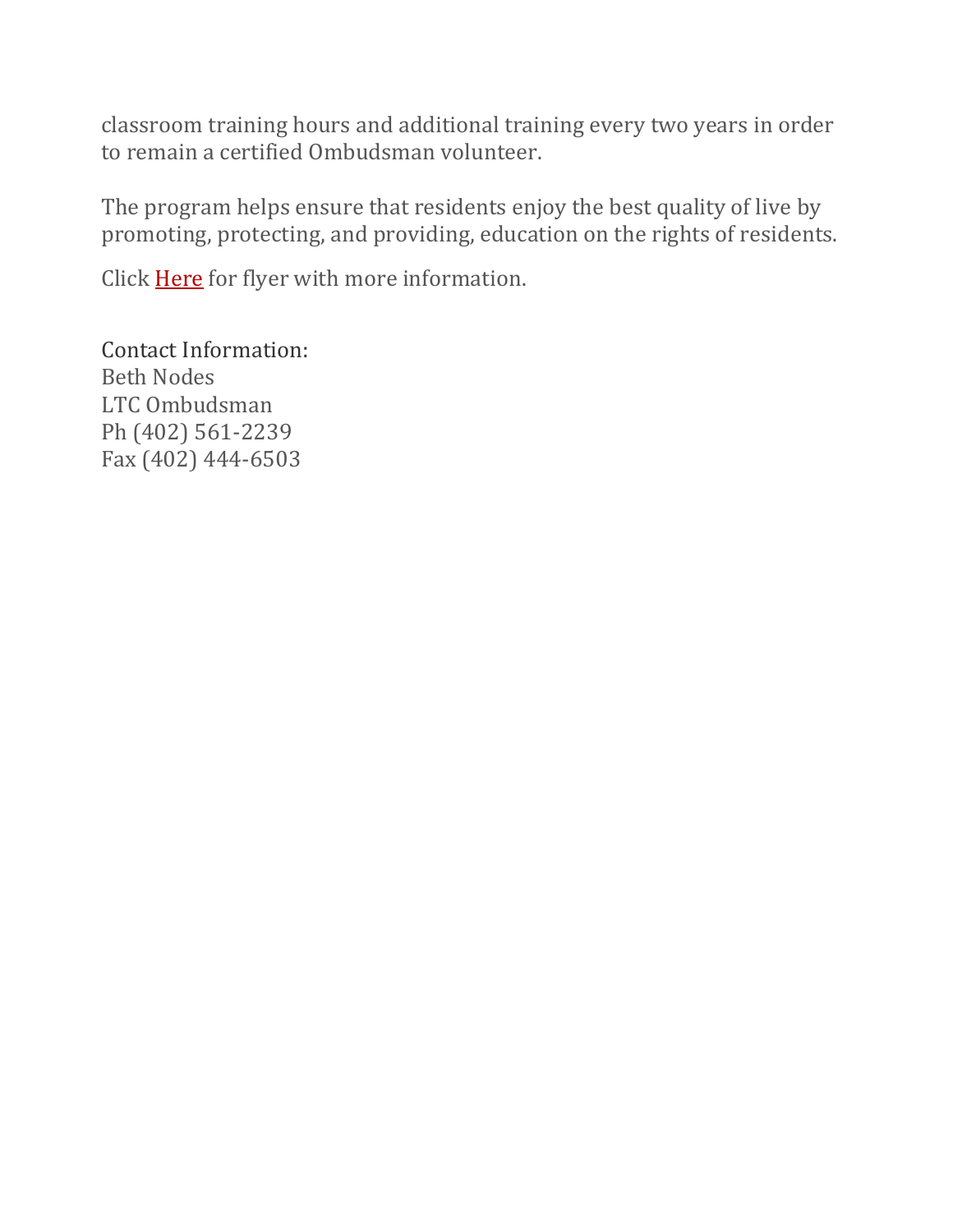classroom training hours and additional training every two years in order to remain a certified Ombudsman volunteer.

The program helps ensure that residents enjoy the best quality of live by promoting, protecting, and providing, education on the rights of residents.

Click Here for flyer with more information.

Contact Information:  
Beth Nodes  
LTC Ombudsman  
Ph (402) 561-2239  
Fax (402) 444-6503